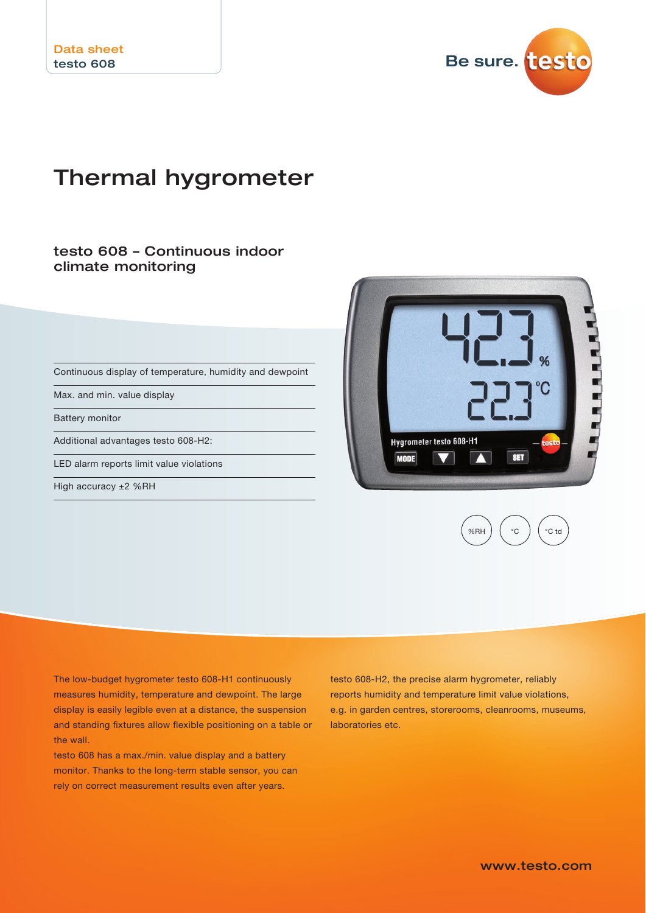Data sheet
testo 608

Be sure. testo

# Thermal hygrometer

## testo 608 – Continuous indoor climate monitoring

- Continuous display of temperature, humidity and dewpoint
- Max. and min. value display
- Battery monitor
- Additional advantages testo 608-H2:
- LED alarm reports limit value violations
- High accuracy ±2 %RH

%RH °C °C td

The low-budget hygrometer testo 608-H1 continuously measures humidity, temperature and dewpoint. The large display is easily legible even at a distance, the suspension and standing fixtures allow flexible positioning on a table or the wall.

testo 608 has a max./min. value display and a battery monitor. Thanks to the long-term stable sensor, you can rely on correct measurement results even after years.

testo 608-H2, the precise alarm hygrometer, reliably reports humidity and temperature limit value violations, e.g. in garden centres, storerooms, cleanrooms, museums, laboratories etc.

www.testo.com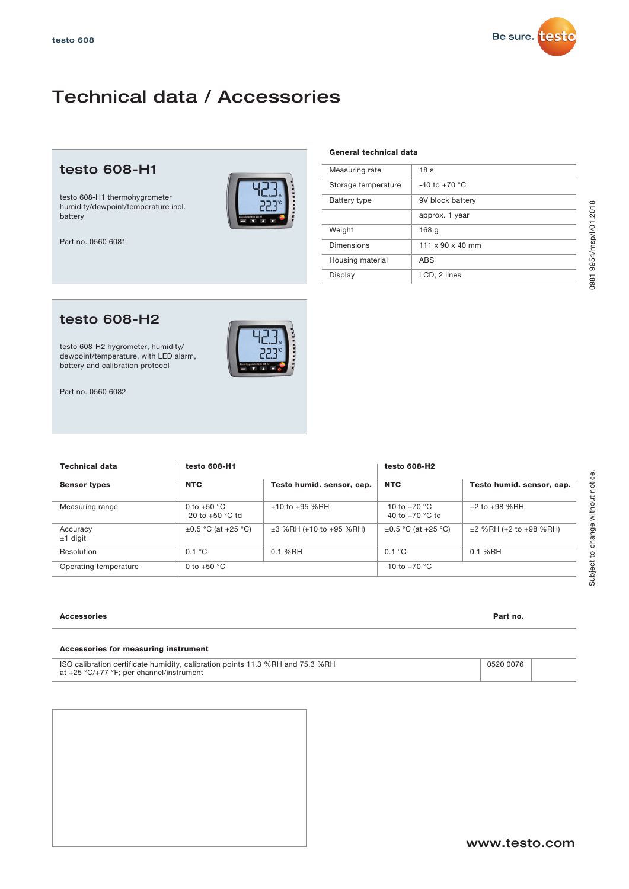# Technical data / Accessories

## testo 608-H1

testo 608-H1 thermohygrometer humidity/dewpoint/temperature incl. battery

Part no. 0560 6081

## testo 608-H2

testo 608-H2 hygrometer, humidity/ dewpoint/temperature, with LED alarm, battery and calibration protocol

Part no. 0560 6082

**General technical data**

| | |
|---|---|
| Measuring rate | 18 s |
| Storage temperature | -40 to +70 °C |
| Battery type | 9V block battery |
| | approx. 1 year |
| Weight | 168 g |
| Dimensions | 111 x 90 x 40 mm |
| Housing material | ABS |
| Display | LCD, 2 lines |

| Technical data | testo 608-H1 | | testo 608-H2 | |
|---|---|---|---|---|
| **Sensor types** | **NTC** | **Testo humid. sensor, cap.** | **NTC** | **Testo humid. sensor, cap.** |
| Measuring range | 0 to +50 °C<br>-20 to +50 °C td | +10 to +95 %RH | -10 to +70 °C<br>-40 to +70 °C td | +2 to +98 %RH |
| Accuracy<br>±1 digit | ±0.5 °C (at +25 °C) | ±3 %RH (+10 to +95 %RH) | ±0.5 °C (at +25 °C) | ±2 %RH (+2 to +98 %RH) |
| Resolution | 0.1 °C | 0.1 %RH | 0.1 °C | 0.1 %RH |
| Operating temperature | 0 to +50 °C | | -10 to +70 °C | |

| Accessories | Part no. |
|---|---|
| **Accessories for measuring instrument** | |
| ISO calibration certificate humidity, calibration points 11.3 %RH and 75.3 %RH at +25 °C/+77 °F; per channel/instrument | 0520 0076 |

Subject to change without notice.

0981 9954/msp/I/01.2018

www.testo.com